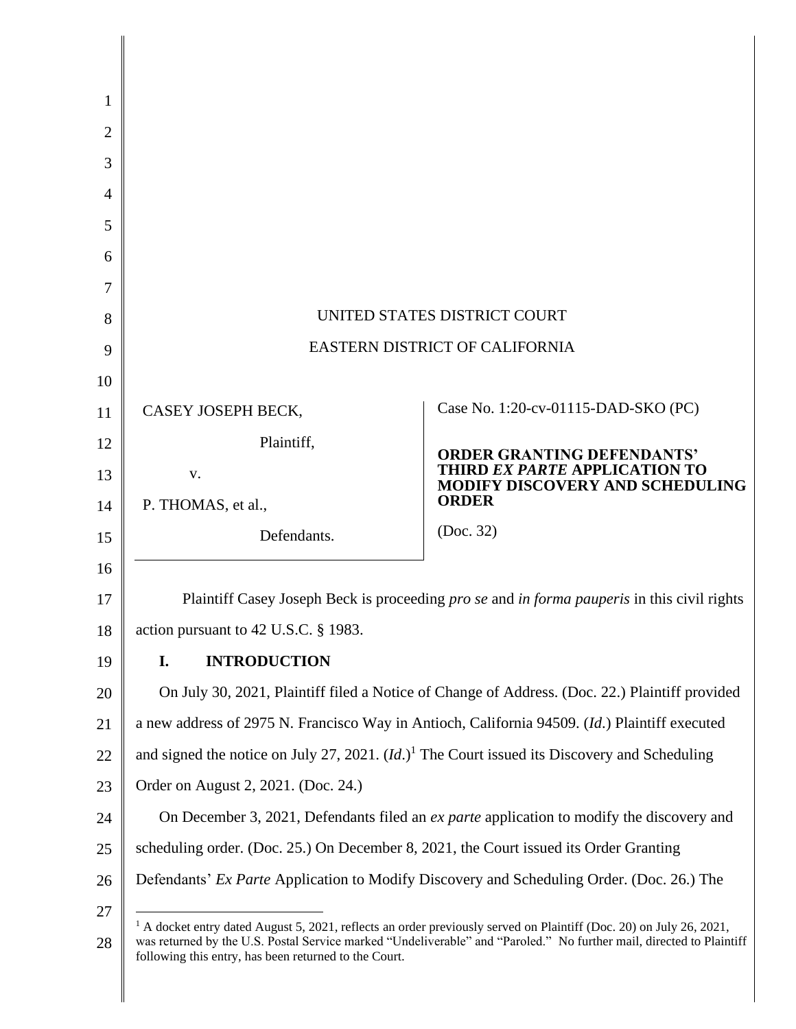UNITED STATES DISTRICT COURT

EASTERN DISTRICT OF CALIFORNIA

| | |
|---|---|
| CASEY JOSEPH BECK, Plaintiff, v. P. THOMAS, et al., Defendants. | Case No. 1:20-cv-01115-DAD-SKO (PC) **ORDER GRANTING DEFENDANTS' THIRD *EX PARTE* APPLICATION TO MODIFY DISCOVERY AND SCHEDULING ORDER** (Doc. 32) |

Plaintiff Casey Joseph Beck is proceeding *pro se* and *in forma pauperis* in this civil rights action pursuant to 42 U.S.C. § 1983.

## I. INTRODUCTION

On July 30, 2021, Plaintiff filed a Notice of Change of Address. (Doc. 22.) Plaintiff provided a new address of 2975 N. Francisco Way in Antioch, California 94509. (*Id*.) Plaintiff executed and signed the notice on July 27, 2021. (*Id*.)[1] The Court issued its Discovery and Scheduling Order on August 2, 2021. (Doc. 24.)

On December 3, 2021, Defendants filed an *ex parte* application to modify the discovery and scheduling order. (Doc. 25.) On December 8, 2021, the Court issued its Order Granting Defendants' *Ex Parte* Application to Modify Discovery and Scheduling Order. (Doc. 26.) The

[1] A docket entry dated August 5, 2021, reflects an order previously served on Plaintiff (Doc. 20) on July 26, 2021, was returned by the U.S. Postal Service marked "Undeliverable" and "Paroled." No further mail, directed to Plaintiff following this entry, has been returned to the Court.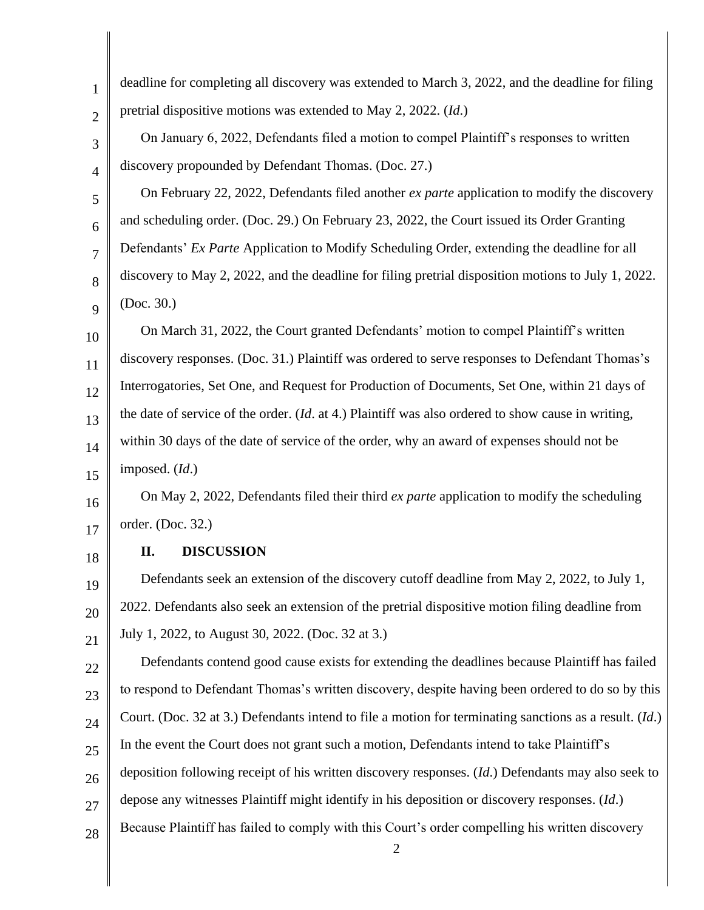deadline for completing all discovery was extended to March 3, 2022, and the deadline for filing pretrial dispositive motions was extended to May 2, 2022. (*Id*.)

On January 6, 2022, Defendants filed a motion to compel Plaintiff's responses to written discovery propounded by Defendant Thomas. (Doc. 27.)

On February 22, 2022, Defendants filed another *ex parte* application to modify the discovery and scheduling order. (Doc. 29.) On February 23, 2022, the Court issued its Order Granting Defendants' *Ex Parte* Application to Modify Scheduling Order, extending the deadline for all discovery to May 2, 2022, and the deadline for filing pretrial disposition motions to July 1, 2022. (Doc. 30.)

On March 31, 2022, the Court granted Defendants' motion to compel Plaintiff's written discovery responses. (Doc. 31.) Plaintiff was ordered to serve responses to Defendant Thomas's Interrogatories, Set One, and Request for Production of Documents, Set One, within 21 days of the date of service of the order. (*Id*. at 4.) Plaintiff was also ordered to show cause in writing, within 30 days of the date of service of the order, why an award of expenses should not be imposed. (*Id*.)

On May 2, 2022, Defendants filed their third *ex parte* application to modify the scheduling order. (Doc. 32.)

## II. DISCUSSION

Defendants seek an extension of the discovery cutoff deadline from May 2, 2022, to July 1, 2022. Defendants also seek an extension of the pretrial dispositive motion filing deadline from July 1, 2022, to August 30, 2022. (Doc. 32 at 3.)

Defendants contend good cause exists for extending the deadlines because Plaintiff has failed to respond to Defendant Thomas's written discovery, despite having been ordered to do so by this Court. (Doc. 32 at 3.) Defendants intend to file a motion for terminating sanctions as a result. (*Id*.) In the event the Court does not grant such a motion, Defendants intend to take Plaintiff's deposition following receipt of his written discovery responses. (*Id*.) Defendants may also seek to depose any witnesses Plaintiff might identify in his deposition or discovery responses. (*Id*.) Because Plaintiff has failed to comply with this Court's order compelling his written discovery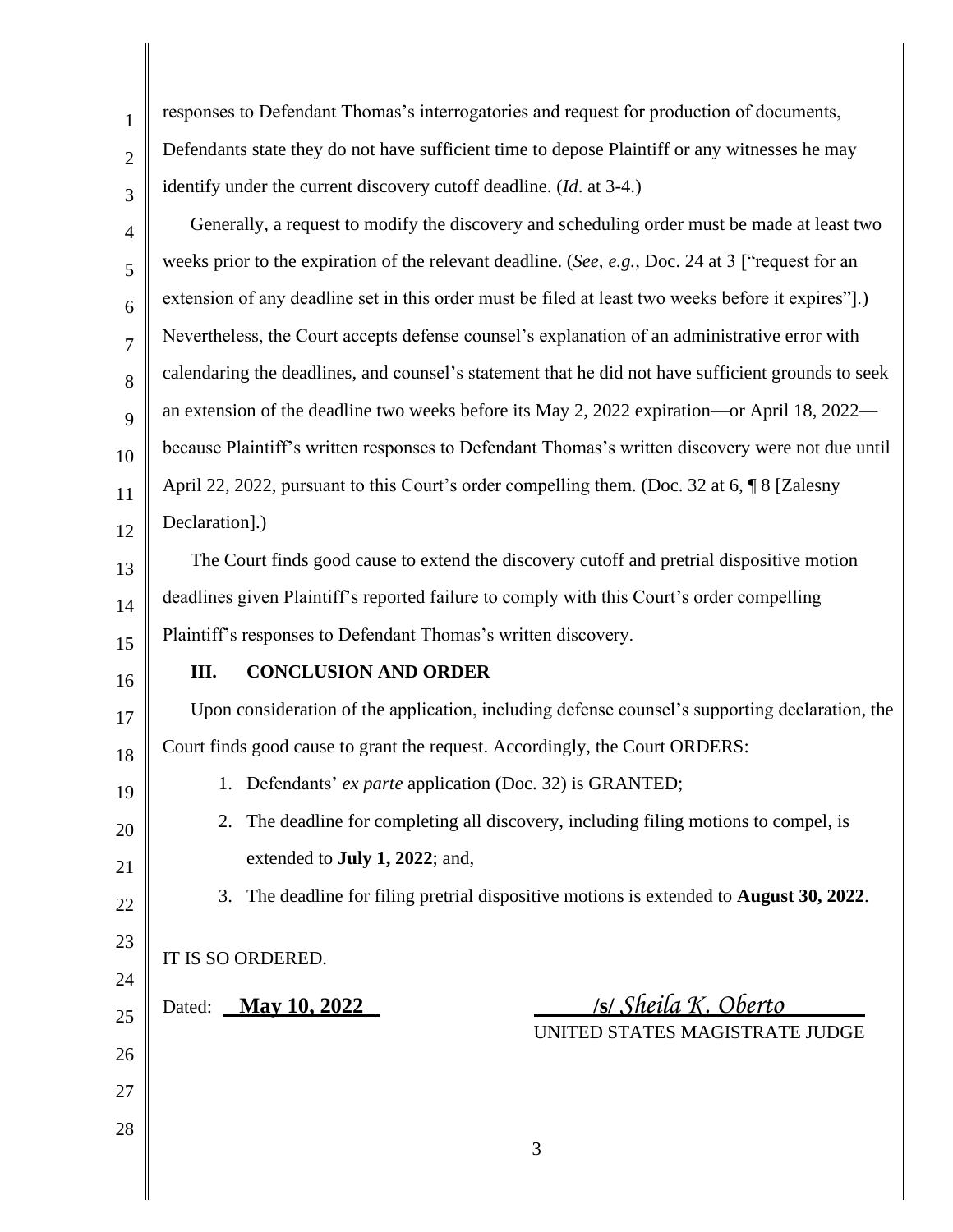responses to Defendant Thomas's interrogatories and request for production of documents, Defendants state they do not have sufficient time to depose Plaintiff or any witnesses he may identify under the current discovery cutoff deadline. (*Id*. at 3-4.)

Generally, a request to modify the discovery and scheduling order must be made at least two weeks prior to the expiration of the relevant deadline. (*See, e.g.*, Doc. 24 at 3 ["request for an extension of any deadline set in this order must be filed at least two weeks before it expires"].) Nevertheless, the Court accepts defense counsel's explanation of an administrative error with calendaring the deadlines, and counsel's statement that he did not have sufficient grounds to seek an extension of the deadline two weeks before its May 2, 2022 expiration—or April 18, 2022—because Plaintiff's written responses to Defendant Thomas's written discovery were not due until April 22, 2022, pursuant to this Court's order compelling them. (Doc. 32 at 6, ¶ 8 [Zalesny Declaration].)

The Court finds good cause to extend the discovery cutoff and pretrial dispositive motion deadlines given Plaintiff's reported failure to comply with this Court's order compelling Plaintiff's responses to Defendant Thomas's written discovery.

## III. CONCLUSION AND ORDER

Upon consideration of the application, including defense counsel's supporting declaration, the Court finds good cause to grant the request. Accordingly, the Court ORDERS:

1. Defendants' *ex parte* application (Doc. 32) is GRANTED;
2. The deadline for completing all discovery, including filing motions to compel, is extended to **July 1, 2022**; and,
3. The deadline for filing pretrial dispositive motions is extended to **August 30, 2022**.

IT IS SO ORDERED.

Dated: **May 10, 2022**

/s/ *Sheila K. Oberto*
UNITED STATES MAGISTRATE JUDGE